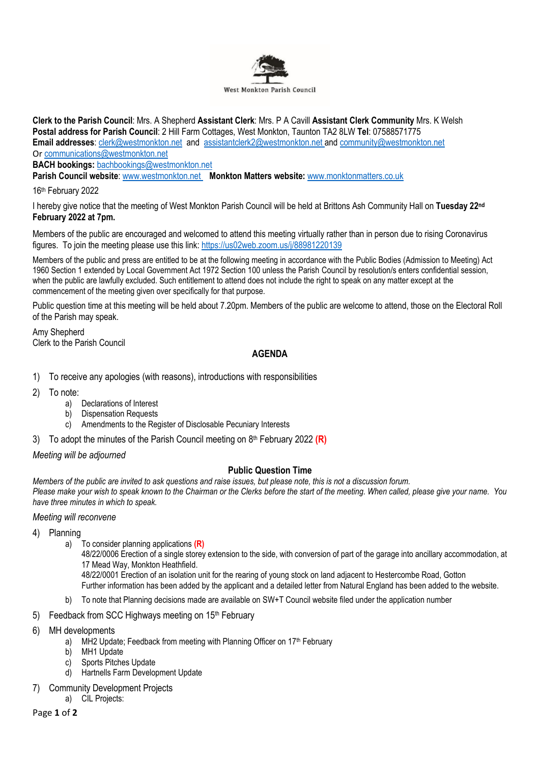West Monkton Parish Council

**Clerk to the Parish Council**: Mrs. A Shepherd **Assistant Clerk**: Mrs. P A Cavill **Assistant Clerk Community** Mrs. K Welsh
**Postal address for Parish Council**: 2 Hill Farm Cottages, West Monkton, Taunton TA2 8LW **Tel**: 07588571775
**Email addresses**: clerk@westmonkton.net and assistantclerk2@westmonkton.net and community@westmonkton.net
Or communications@westmonkton.net
**BACH bookings:** bachbookings@westmonkton.net
**Parish Council website**: www.westmonkton.net **Monkton Matters website:** www.monktonmatters.co.uk

16th February 2022

I hereby give notice that the meeting of West Monkton Parish Council will be held at Brittons Ash Community Hall on **Tuesday 22nd February 2022 at 7pm.**

Members of the public are encouraged and welcomed to attend this meeting virtually rather than in person due to rising Coronavirus figures. To join the meeting please use this link: https://us02web.zoom.us/j/88981220139

Members of the public and press are entitled to be at the following meeting in accordance with the Public Bodies (Admission to Meeting) Act 1960 Section 1 extended by Local Government Act 1972 Section 100 unless the Parish Council by resolution/s enters confidential session, when the public are lawfully excluded. Such entitlement to attend does not include the right to speak on any matter except at the commencement of the meeting given over specifically for that purpose.

Public question time at this meeting will be held about 7.20pm. Members of the public are welcome to attend, those on the Electoral Roll of the Parish may speak.

Amy Shepherd
Clerk to the Parish Council

## AGENDA

1) To receive any apologies (with reasons), introductions with responsibilities
2) To note:
    a) Declarations of Interest
    b) Dispensation Requests
    c) Amendments to the Register of Disclosable Pecuniary Interests
3) To adopt the minutes of the Parish Council meeting on 8th February 2022 **(R)**

*Meeting will be adjourned*

### Public Question Time

*Members of the public are invited to ask questions and raise issues, but please note, this is not a discussion forum.*
*Please make your wish to speak known to the Chairman or the Clerks before the start of the meeting. When called, please give your name. You have three minutes in which to speak.*

*Meeting will reconvene*

4) Planning
    a) To consider planning applications **(R)**
       48/22/0006 Erection of a single storey extension to the side, with conversion of part of the garage into ancillary accommodation, at 17 Mead Way, Monkton Heathfield.
       48/22/0001 Erection of an isolation unit for the rearing of young stock on land adjacent to Hestercombe Road, Gotton
       Further information has been added by the applicant and a detailed letter from Natural England has been added to the website.
    b) To note that Planning decisions made are available on SW+T Council website filed under the application number
5) Feedback from SCC Highways meeting on 15th February
6) MH developments
    a) MH2 Update; Feedback from meeting with Planning Officer on 17th February
    b) MH1 Update
    c) Sports Pitches Update
    d) Hartnells Farm Development Update
7) Community Development Projects
    a) CIL Projects: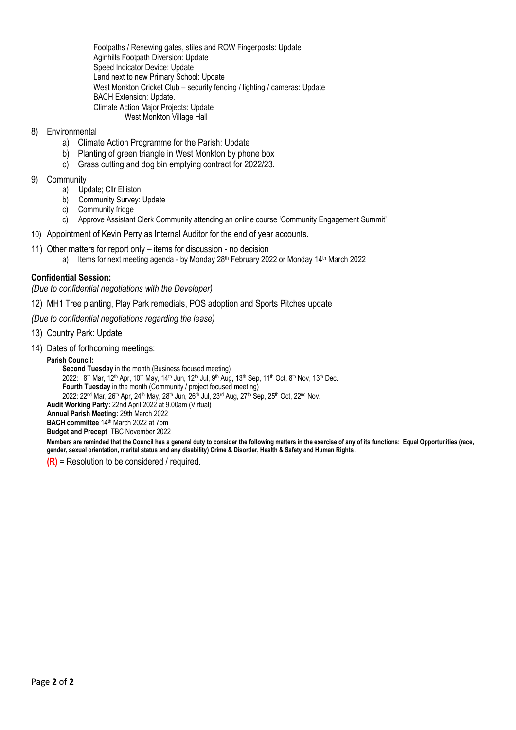Footpaths / Renewing gates, stiles and ROW Fingerposts: Update
Aginhills Footpath Diversion: Update
Speed Indicator Device: Update
Land next to new Primary School: Update
West Monkton Cricket Club – security fencing / lighting / cameras: Update
BACH Extension: Update.
Climate Action Major Projects: Update
West Monkton Village Hall

8) Environmental
   a) Climate Action Programme for the Parish: Update
   b) Planting of green triangle in West Monkton by phone box
   c) Grass cutting and dog bin emptying contract for 2022/23.

9) Community
   a) Update; Cllr Elliston
   b) Community Survey: Update
   c) Community fridge
   c) Approve Assistant Clerk Community attending an online course 'Community Engagement Summit'

10) Appointment of Kevin Perry as Internal Auditor for the end of year accounts.

11) Other matters for report only – items for discussion - no decision
   a) Items for next meeting agenda - by Monday 28th February 2022 or Monday 14th March 2022

**Confidential Session:**

*(Due to confidential negotiations with the Developer)*

12) MH1 Tree planting, Play Park remedials, POS adoption and Sports Pitches update

*(Due to confidential negotiations regarding the lease)*

13) Country Park: Update

14) Dates of forthcoming meetings:

**Parish Council:**

**Second Tuesday** in the month (Business focused meeting)
2022: 8th Mar, 12th Apr, 10th May, 14th Jun, 12th Jul, 9th Aug, 13th Sep, 11th Oct, 8th Nov, 13th Dec.
**Fourth Tuesday** in the month (Community / project focused meeting)
2022: 22nd Mar, 26th Apr, 24th May, 28th Jun, 26th Jul, 23rd Aug, 27th Sep, 25th Oct, 22nd Nov.

**Audit Working Party:** 22nd April 2022 at 9.00am (Virtual)
**Annual Parish Meeting:** 29th March 2022
**BACH committee** 14th March 2022 at 7pm
**Budget and Precept** TBC November 2022

**Members are reminded that the Council has a general duty to consider the following matters in the exercise of any of its functions: Equal Opportunities (race, gender, sexual orientation, marital status and any disability) Crime & Disorder, Health & Safety and Human Rights**.

**(R)** = Resolution to be considered / required.